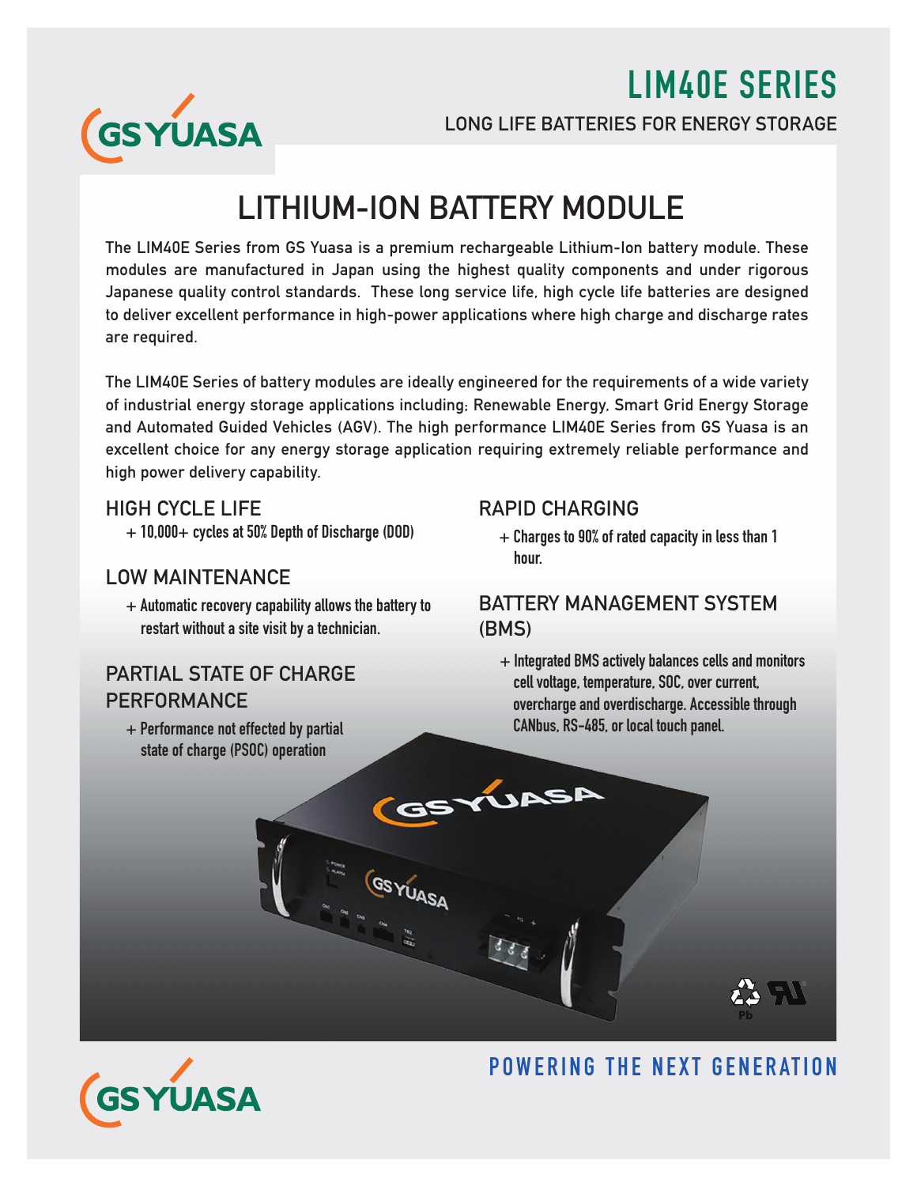# LIM40E SERIES

LONG LIFE BATTERIES FOR ENERGY STORAGE

# LITHIUM-ION BATTERY MODULE

The LIM40E Series from GS Yuasa is a premium rechargeable Lithium-Ion battery module. These modules are manufactured in Japan using the highest quality components and under rigorous Japanese quality control standards. These long service life, high cycle life batteries are designed to deliver excellent performance in high-power applications where high charge and discharge rates are required.

The LIM40E Series of battery modules are ideally engineered for the requirements of a wide variety of industrial energy storage applications including; Renewable Energy, Smart Grid Energy Storage and Automated Guided Vehicles (AGV). The high performance LIM40E Series from GS Yuasa is an excellent choice for any energy storage application requiring extremely reliable performance and high power delivery capability.

## HIGH CYCLE LIFE

+ 10,000+ cycles at 50% Depth of Discharge (DOD)

## LOW MAINTENANCE

+ Automatic recovery capability allows the battery to restart without a site visit by a technician.

## PARTIAL STATE OF CHARGE PERFORMANCE

+ Performance not effected by partial state of charge (PSOC) operation

## RAPID CHARGING

+ Charges to 90% of rated capacity in less than 1 hour.

## BATTERY MANAGEMENT SYSTEM (BMS)

+ Integrated BMS actively balances cells and monitors cell voltage, temperature, SOC, over current, overcharge and overdischarge. Accessible through CANbus, RS-485, or local touch panel.

POWERING THE NEXT GENERATION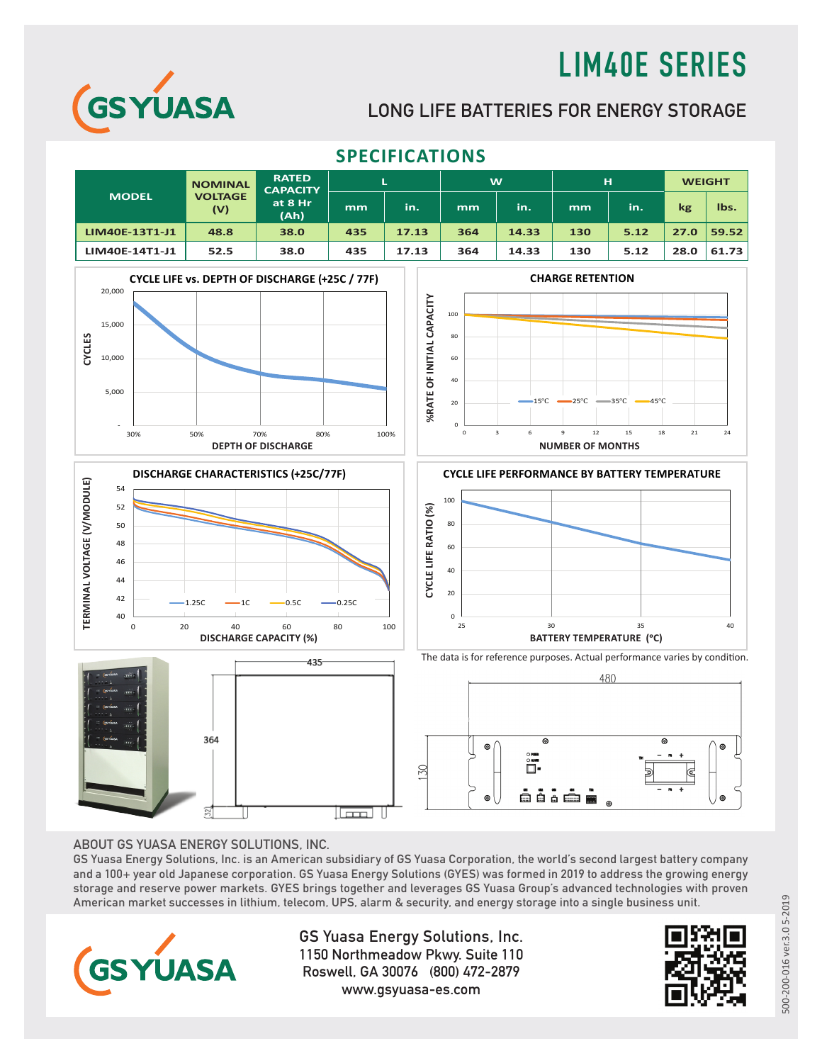# LIM40E SERIES

## LONG LIFE BATTERIES FOR ENERGY STORAGE

## SPECIFICATIONS

| MODEL | NOMINAL VOLTAGE (V) | RATED CAPACITY at 8 Hr (Ah) | L | | W | | H | | WEIGHT | |
|---|---|---|---|---|---|---|---|---|---|---|
| | | | mm | in. | mm | in. | mm | in. | kg | lbs. |
| LIM40E-13T1-J1 | 48.8 | 38.0 | 435 | 17.13 | 364 | 14.33 | 130 | 5.12 | 27.0 | 59.52 |
| LIM40E-14T1-J1 | 52.5 | 38.0 | 435 | 17.13 | 364 | 14.33 | 130 | 5.12 | 28.0 | 61.73 |

**CYCLE LIFE vs. DEPTH OF DISCHARGE (+25C / 77F)**

CYCLES: 20,000; 15,000; 10,000; 5,000; -

DEPTH OF DISCHARGE: 30%, 50%, 70%, 80%, 100%

**CHARGE RETENTION**

%RATE OF INITIAL CAPACITY: 100, 80, 60, 40, 20, 0

NUMBER OF MONTHS: 0, 3, 6, 9, 12, 15, 18, 21, 24

15°C, 25°C, 35°C, 45°C

**DISCHARGE CHARACTERISTICS (+25C/77F)**

TERMINAL VOLTAGE (V/MODULE): 54, 52, 50, 48, 46, 44, 42, 40

DISCHARGE CAPACITY (%): 0, 20, 40, 60, 80, 100

1.25C, 1C, 0.5C, 0.25C

**CYCLE LIFE PERFORMANCE BY BATTERY TEMPERATURE**

CYCLE LIFE RATIO (%): 100, 80, 60, 40, 20, 0

BATTERY TEMPERATURE (°C): 25, 30, 35, 40

The data is for reference purposes. Actual performance varies by condition.

435

364

(32)

480

130

## ABOUT GS YUASA ENERGY SOLUTIONS, INC.

GS Yuasa Energy Solutions, Inc. is an American subsidiary of GS Yuasa Corporation, the world's second largest battery company and a 100+ year old Japanese corporation. GS Yuasa Energy Solutions (GYES) was formed in 2019 to address the growing energy storage and reserve power markets. GYES brings together and leverages GS Yuasa Group's advanced technologies with proven American market successes in lithium, telecom, UPS, alarm & security, and energy storage into a single business unit.

GS Yuasa Energy Solutions, Inc.
1150 Northmeadow Pkwy. Suite 110
Roswell, GA 30076 (800) 472-2879
www.gsyuasa-es.com

500-200-016 ver3.0 5-2019